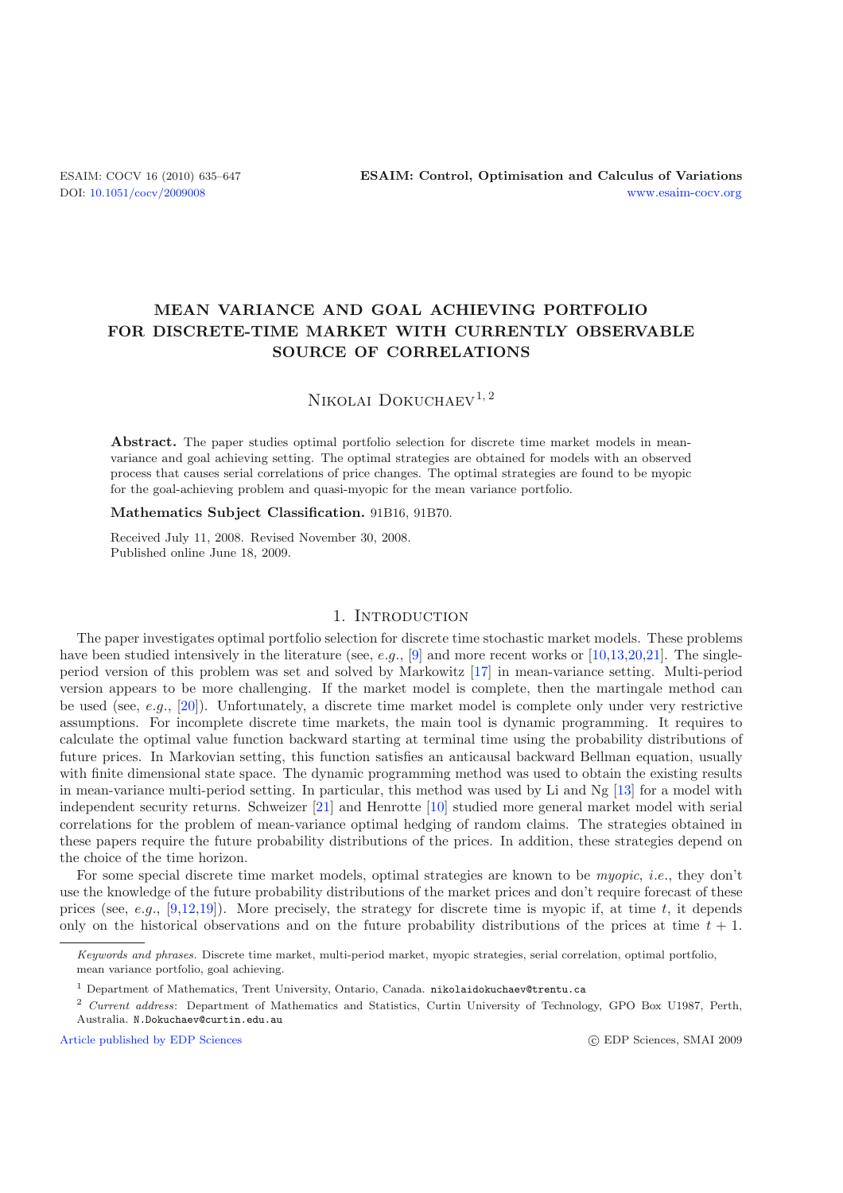# MEAN VARIANCE AND GOAL ACHIEVING PORTFOLIO FOR DISCRETE-TIME MARKET WITH CURRENTLY OBSERVABLE SOURCE OF CORRELATIONS

Nikolai Dokuchaev[1, 2]

**Abstract.** The paper studies optimal portfolio selection for discrete time market models in mean-variance and goal achieving setting. The optimal strategies are obtained for models with an observed process that causes serial correlations of price changes. The optimal strategies are found to be myopic for the goal-achieving problem and quasi-myopic for the mean variance portfolio.

**Mathematics Subject Classification.** 91B16, 91B70.

Received July 11, 2008. Revised November 30, 2008.
Published online June 18, 2009.

## 1. Introduction

The paper investigates optimal portfolio selection for discrete time stochastic market models. These problems have been studied intensively in the literature (see, *e.g.*, [9] and more recent works or [10,13,20,21]. The single-period version of this problem was set and solved by Markowitz [17] in mean-variance setting. Multi-period version appears to be more challenging. If the market model is complete, then the martingale method can be used (see, *e.g.*, [20]). Unfortunately, a discrete time market model is complete only under very restrictive assumptions. For incomplete discrete time markets, the main tool is dynamic programming. It requires to calculate the optimal value function backward starting at terminal time using the probability distributions of future prices. In Markovian setting, this function satisfies an anticausal backward Bellman equation, usually with finite dimensional state space. The dynamic programming method was used to obtain the existing results in mean-variance multi-period setting. In particular, this method was used by Li and Ng [13] for a model with independent security returns. Schweizer [21] and Henrotte [10] studied more general market model with serial correlations for the problem of mean-variance optimal hedging of random claims. The strategies obtained in these papers require the future probability distributions of the prices. In addition, these strategies depend on the choice of the time horizon.

For some special discrete time market models, optimal strategies are known to be *myopic*, *i.e.*, they don't use the knowledge of the future probability distributions of the market prices and don't require forecast of these prices (see, *e.g.*, [9,12,19]). More precisely, the strategy for discrete time is myopic if, at time $t$, it depends only on the historical observations and on the future probability distributions of the prices at time $t+1$.

---

*Keywords and phrases.* Discrete time market, multi-period market, myopic strategies, serial correlation, optimal portfolio, mean variance portfolio, goal achieving.

[1] Department of Mathematics, Trent University, Ontario, Canada. nikolaidokuchaev@trentu.ca

[2] *Current address*: Department of Mathematics and Statistics, Curtin University of Technology, GPO Box U1987, Perth, Australia. N.Dokuchaev@curtin.edu.au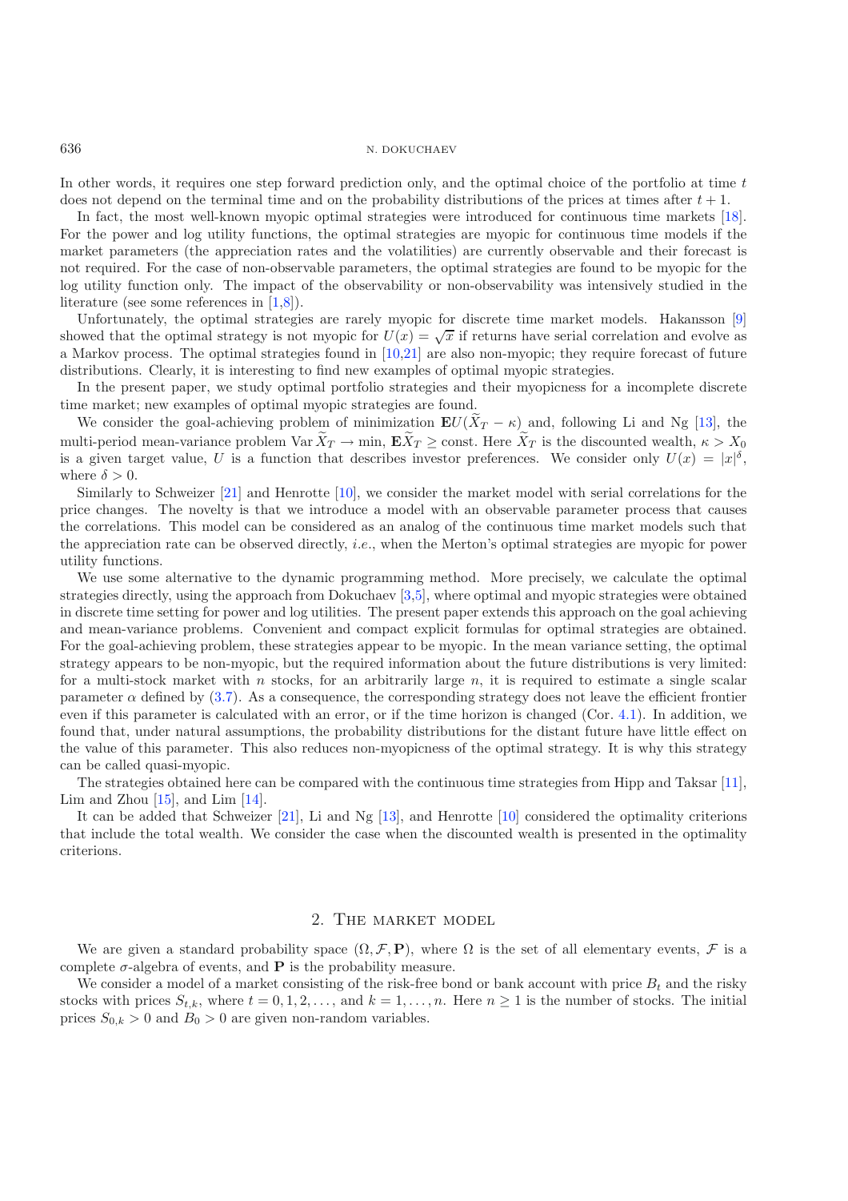In other words, it requires one step forward prediction only, and the optimal choice of the portfolio at time $t$ does not depend on the terminal time and on the probability distributions of the prices at times after $t + 1$.

In fact, the most well-known myopic optimal strategies were introduced for continuous time markets [18]. For the power and log utility functions, the optimal strategies are myopic for continuous time models if the market parameters (the appreciation rates and the volatilities) are currently observable and their forecast is not required. For the case of non-observable parameters, the optimal strategies are found to be myopic for the log utility function only. The impact of the observability or non-observability was intensively studied in the literature (see some references in [1,8]).

Unfortunately, the optimal strategies are rarely myopic for discrete time market models. Hakansson [9] showed that the optimal strategy is not myopic for $U(x) = \sqrt{x}$ if returns have serial correlation and evolve as a Markov process. The optimal strategies found in [10,21] are also non-myopic; they require forecast of future distributions. Clearly, it is interesting to find new examples of optimal myopic strategies.

In the present paper, we study optimal portfolio strategies and their myopicness for a incomplete discrete time market; new examples of optimal myopic strategies are found.

We consider the goal-achieving problem of minimization $\mathbf{E}U(\widetilde{X}_T - \kappa)$ and, following Li and Ng [13], the multi-period mean-variance problem $\operatorname{Var} \widetilde{X}_T \to \min$, $\mathbf{E}\widetilde{X}_T \geq \text{const}$. Here $\widetilde{X}_T$ is the discounted wealth, $\kappa > X_0$ is a given target value, $U$ is a function that describes investor preferences. We consider only $U(x) = |x|^{\delta}$, where $\delta > 0$.

Similarly to Schweizer [21] and Henrotte [10], we consider the market model with serial correlations for the price changes. The novelty is that we introduce a model with an observable parameter process that causes the correlations. This model can be considered as an analog of the continuous time market models such that the appreciation rate can be observed directly, *i.e.*, when the Merton's optimal strategies are myopic for power utility functions.

We use some alternative to the dynamic programming method. More precisely, we calculate the optimal strategies directly, using the approach from Dokuchaev [3,5], where optimal and myopic strategies were obtained in discrete time setting for power and log utilities. The present paper extends this approach on the goal achieving and mean-variance problems. Convenient and compact explicit formulas for optimal strategies are obtained. For the goal-achieving problem, these strategies appear to be myopic. In the mean variance setting, the optimal strategy appears to be non-myopic, but the required information about the future distributions is very limited: for a multi-stock market with $n$ stocks, for an arbitrarily large $n$, it is required to estimate a single scalar parameter $\alpha$ defined by (3.7). As a consequence, the corresponding strategy does not leave the efficient frontier even if this parameter is calculated with an error, or if the time horizon is changed (Cor. 4.1). In addition, we found that, under natural assumptions, the probability distributions for the distant future have little effect on the value of this parameter. This also reduces non-myopicness of the optimal strategy. It is why this strategy can be called quasi-myopic.

The strategies obtained here can be compared with the continuous time strategies from Hipp and Taksar [11], Lim and Zhou [15], and Lim [14].

It can be added that Schweizer [21], Li and Ng [13], and Henrotte [10] considered the optimality criterions that include the total wealth. We consider the case when the discounted wealth is presented in the optimality criterions.

## 2. The market model

We are given a standard probability space $(\Omega, \mathcal{F}, \mathbf{P})$, where $\Omega$ is the set of all elementary events, $\mathcal{F}$ is a complete $\sigma$-algebra of events, and $\mathbf{P}$ is the probability measure.

We consider a model of a market consisting of the risk-free bond or bank account with price $B_t$ and the risky stocks with prices $S_{t,k}$, where $t = 0, 1, 2, \ldots$, and $k = 1, \ldots, n$. Here $n \geq 1$ is the number of stocks. The initial prices $S_{0,k} > 0$ and $B_0 > 0$ are given non-random variables.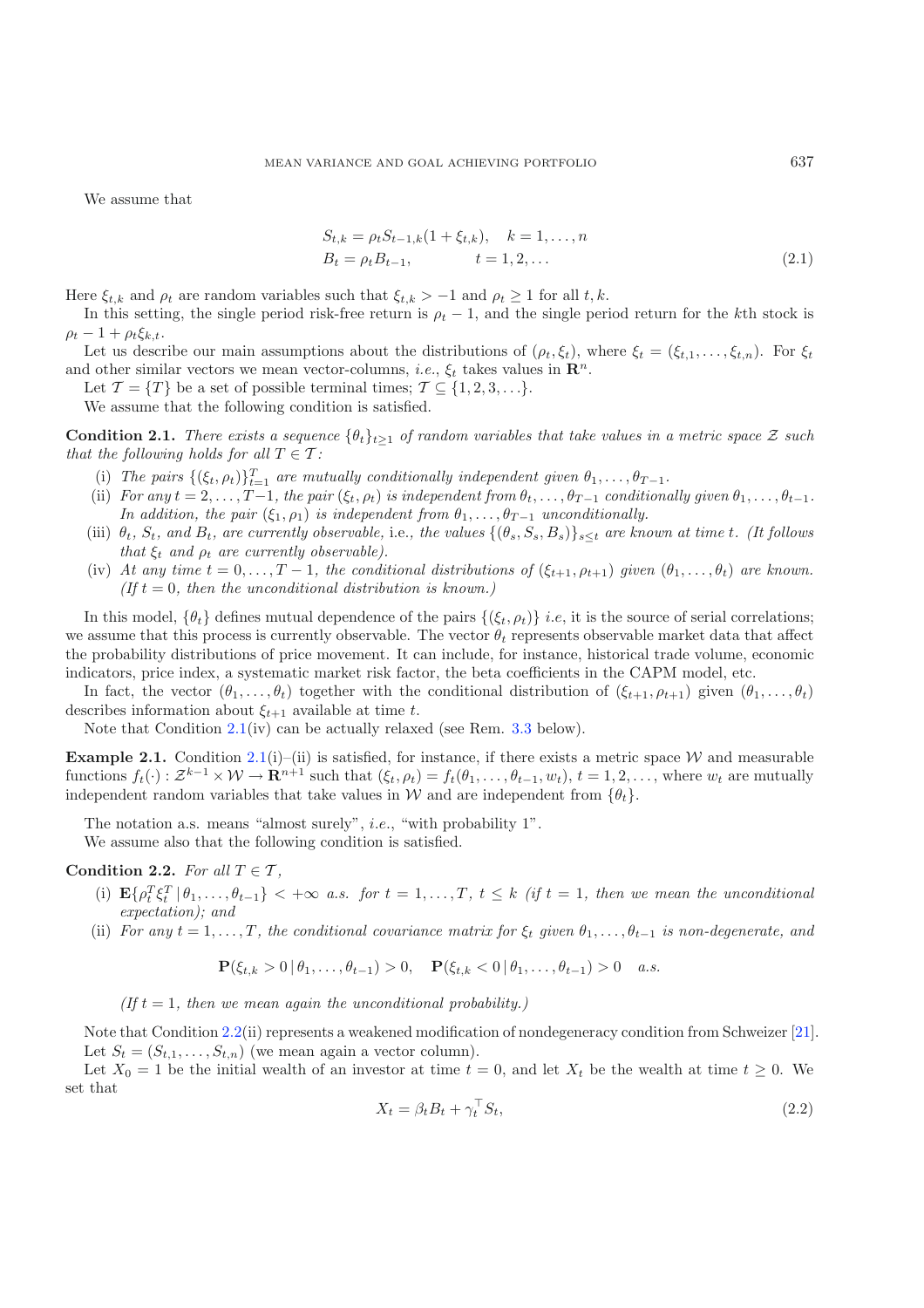We assume that

$$
\begin{aligned}
S_{t,k} &= \rho_t S_{t-1,k}(1+\xi_{t,k}), \quad k = 1,\dots,n \\
B_t &= \rho_t B_{t-1}, \qquad\qquad\quad t = 1,2,\dots
\end{aligned} \tag{2.1}
$$

Here $\xi_{t,k}$ and $\rho_t$ are random variables such that $\xi_{t,k} > -1$ and $\rho_t \geq 1$ for all $t, k$.

In this setting, the single period risk-free return is $\rho_t - 1$, and the single period return for the $k$th stock is $\rho_t - 1 + \rho_t \xi_{k,t}$.

Let us describe our main assumptions about the distributions of $(\rho_t, \xi_t)$, where $\xi_t = (\xi_{t,1}, \dots, \xi_{t,n})$. For $\xi_t$ and other similar vectors we mean vector-columns, *i.e.*, $\xi_t$ takes values in $\mathbf{R}^n$.

Let $\mathcal{T} = \{T\}$ be a set of possible terminal times; $\mathcal{T} \subseteq \{1, 2, 3, \dots\}$.

We assume that the following condition is satisfied.

**Condition 2.1.** *There exists a sequence $\{\theta_t\}_{t \geq 1}$ of random variables that take values in a metric space $\mathcal{Z}$ such that the following holds for all $T \in \mathcal{T}$:*

- (i) *The pairs $\{(\xi_t, \rho_t)\}_{t=1}^T$ are mutually conditionally independent given $\theta_1, \dots, \theta_{T-1}$.*
- (ii) *For any $t = 2, \dots, T-1$, the pair $(\xi_t, \rho_t)$ is independent from $\theta_t, \dots, \theta_{T-1}$ conditionally given $\theta_1, \dots, \theta_{t-1}$. In addition, the pair $(\xi_1, \rho_1)$ is independent from $\theta_1, \dots, \theta_{T-1}$ unconditionally.*
- (iii) *$\theta_t$, $S_t$, and $B_t$, are currently observable,* i.e., *the values $\{(\theta_s, S_s, B_s)\}_{s \leq t}$ are known at time $t$. (It follows that $\xi_t$ and $\rho_t$ are currently observable).*
- (iv) *At any time $t = 0, \dots, T-1$, the conditional distributions of $(\xi_{t+1}, \rho_{t+1})$ given $(\theta_1, \dots, \theta_t)$ are known. (If $t = 0$, then the unconditional distribution is known.)*

In this model, $\{\theta_t\}$ defines mutual dependence of the pairs $\{(\xi_t, \rho_t)\}$ *i.e*, it is the source of serial correlations; we assume that this process is currently observable. The vector $\theta_t$ represents observable market data that affect the probability distributions of price movement. It can include, for instance, historical trade volume, economic indicators, price index, a systematic market risk factor, the beta coefficients in the CAPM model, etc.

In fact, the vector $(\theta_1, \dots, \theta_t)$ together with the conditional distribution of $(\xi_{t+1}, \rho_{t+1})$ given $(\theta_1, \dots, \theta_t)$ describes information about $\xi_{t+1}$ available at time $t$.

Note that Condition 2.1(iv) can be actually relaxed (see Rem. 3.3 below).

**Example 2.1.** Condition 2.1(i)–(ii) is satisfied, for instance, if there exists a metric space $\mathcal{W}$ and measurable functions $f_t(\cdot) : \mathcal{Z}^{k-1} \times \mathcal{W} \to \mathbf{R}^{n+1}$ such that $(\xi_t, \rho_t) = f_t(\theta_1, \dots, \theta_{t-1}, w_t)$, $t = 1, 2, \dots$, where $w_t$ are mutually independent random variables that take values in $\mathcal{W}$ and are independent from $\{\theta_t\}$.

The notation a.s. means "almost surely", *i.e.*, "with probability 1".

We assume also that the following condition is satisfied.

**Condition 2.2.** *For all $T \in \mathcal{T}$,*

- (i) *$\mathbf{E}\{\rho_t^T \xi_t^T \,|\, \theta_1, \dots, \theta_{t-1}\} < +\infty$ a.s. for $t = 1, \dots, T$, $t \leq k$ (if $t = 1$, then we mean the unconditional expectation); and*
- (ii) *For any $t = 1, \dots, T$, the conditional covariance matrix for $\xi_t$ given $\theta_1, \dots, \theta_{t-1}$ is non-degenerate, and*

$$
\mathbf{P}(\xi_{t,k} > 0 \,|\, \theta_1, \dots, \theta_{t-1}) > 0, \quad \mathbf{P}(\xi_{t,k} < 0 \,|\, \theta_1, \dots, \theta_{t-1}) > 0 \quad a.s.
$$

*(If $t = 1$, then we mean again the unconditional probability.)*

Note that Condition 2.2(ii) represents a weakened modification of nondegeneracy condition from Schweizer [21].

Let $S_t = (S_{t,1}, \dots, S_{t,n})$ (we mean again a vector column).

Let $X_0 = 1$ be the initial wealth of an investor at time $t = 0$, and let $X_t$ be the wealth at time $t \geq 0$. We set that

$$
X_t = \beta_t B_t + \gamma_t^\top S_t, \tag{2.2}
$$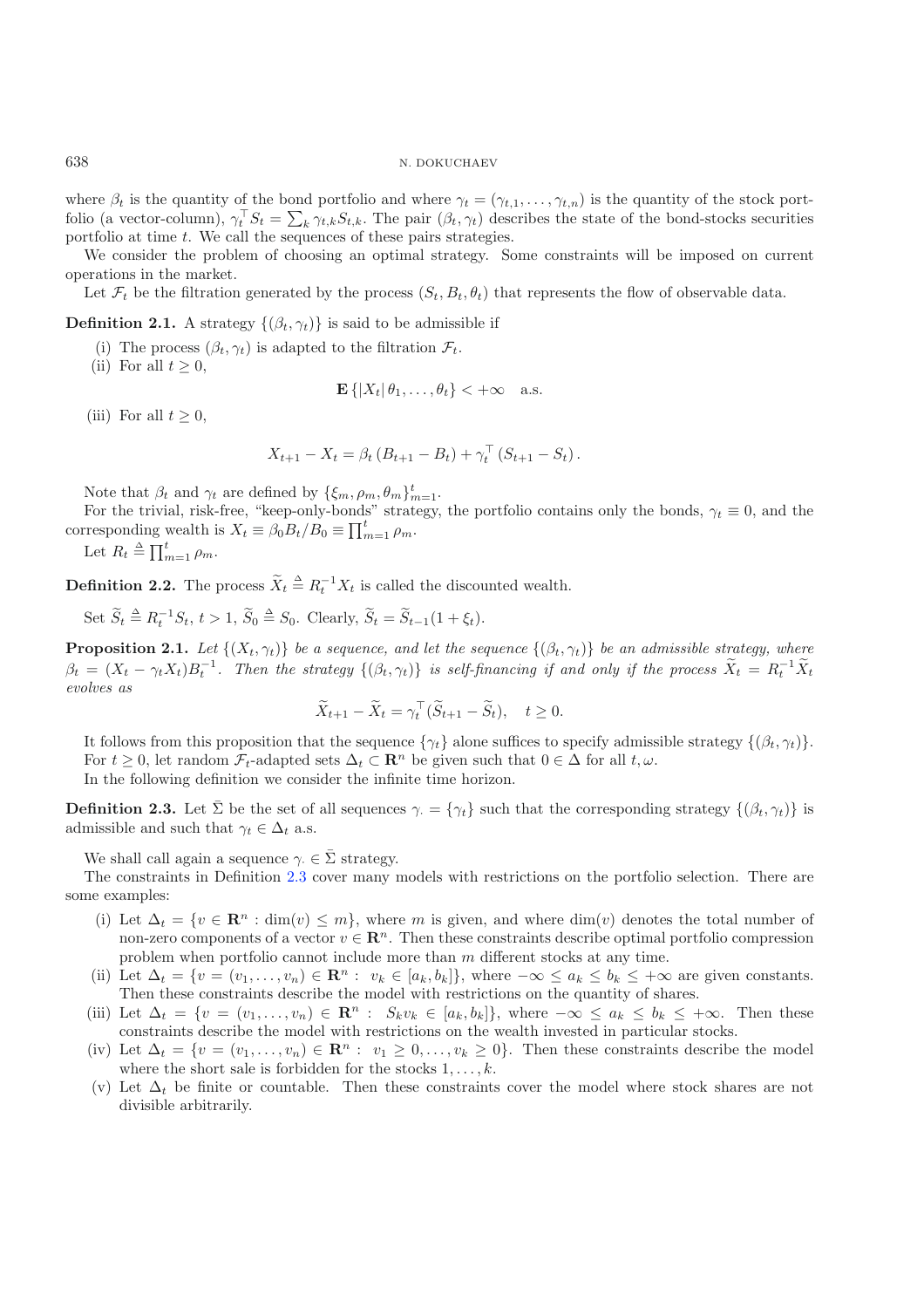where $\beta_t$ is the quantity of the bond portfolio and where $\gamma_t = (\gamma_{t,1}, \dots, \gamma_{t,n})$ is the quantity of the stock portfolio (a vector-column), $\gamma_t^\top S_t = \sum_k \gamma_{t,k} S_{t,k}$. The pair $(\beta_t, \gamma_t)$ describes the state of the bond-stocks securities portfolio at time $t$. We call the sequences of these pairs strategies.

We consider the problem of choosing an optimal strategy. Some constraints will be imposed on current operations in the market.

Let $\mathcal{F}_t$ be the filtration generated by the process $(S_t, B_t, \theta_t)$ that represents the flow of observable data.

**Definition 2.1.** A strategy $\{(\beta_t, \gamma_t)\}$ is said to be admissible if

(i) The process $(\beta_t, \gamma_t)$ is adapted to the filtration $\mathcal{F}_t$.

(ii) For all $t \geq 0$,

$$\mathbf{E}\{|X_t|\, \theta_1, \dots, \theta_t\} < +\infty \quad \text{a.s.}$$

(iii) For all $t \geq 0$,

$$X_{t+1} - X_t = \beta_t \left(B_{t+1} - B_t\right) + \gamma_t^\top \left(S_{t+1} - S_t\right).$$

Note that $\beta_t$ and $\gamma_t$ are defined by $\{\xi_m, \rho_m, \theta_m\}_{m=1}^t$.

For the trivial, risk-free, "keep-only-bonds" strategy, the portfolio contains only the bonds, $\gamma_t \equiv 0$, and the corresponding wealth is $X_t \equiv \beta_0 B_t / B_0 \equiv \prod_{m=1}^t \rho_m$.

Let $R_t \triangleq \prod_{m=1}^t \rho_m$.

**Definition 2.2.** The process $\widetilde{X}_t \triangleq R_t^{-1} X_t$ is called the discounted wealth.

Set $\widetilde{S}_t \triangleq R_t^{-1} S_t$, $t > 1$, $\widetilde{S}_0 \triangleq S_0$. Clearly, $\widetilde{S}_t = \widetilde{S}_{t-1}(1 + \xi_t)$.

**Proposition 2.1.** *Let $\{(X_t, \gamma_t)\}$ be a sequence, and let the sequence $\{(\beta_t, \gamma_t)\}$ be an admissible strategy, where $\beta_t = (X_t - \gamma_t X_t) B_t^{-1}$. Then the strategy $\{(\beta_t, \gamma_t)\}$ is self-financing if and only if the process $\widetilde{X}_t = R_t^{-1} \widetilde{X}_t$ evolves as*

$$\widetilde{X}_{t+1} - \widetilde{X}_t = \gamma_t^\top (\widetilde{S}_{t+1} - \widetilde{S}_t), \quad t \geq 0.$$

It follows from this proposition that the sequence $\{\gamma_t\}$ alone suffices to specify admissible strategy $\{(\beta_t, \gamma_t)\}$.

For $t \geq 0$, let random $\mathcal{F}_t$-adapted sets $\Delta_t \subset \mathbf{R}^n$ be given such that $0 \in \Delta$ for all $t, \omega$.

In the following definition we consider the infinite time horizon.

**Definition 2.3.** Let $\bar{\Sigma}$ be the set of all sequences $\gamma_\cdot = \{\gamma_t\}$ such that the corresponding strategy $\{(\beta_t, \gamma_t)\}$ is admissible and such that $\gamma_t \in \Delta_t$ a.s.

We shall call again a sequence $\gamma_\cdot \in \bar{\Sigma}$ strategy.

The constraints in Definition 2.3 cover many models with restrictions on the portfolio selection. There are some examples:

(i) Let $\Delta_t = \{v \in \mathbf{R}^n : \dim(v) \leq m\}$, where $m$ is given, and where $\dim(v)$ denotes the total number of non-zero components of a vector $v \in \mathbf{R}^n$. Then these constraints describe optimal portfolio compression problem when portfolio cannot include more than $m$ different stocks at any time.

(ii) Let $\Delta_t = \{v = (v_1, \dots, v_n) \in \mathbf{R}^n : \ v_k \in [a_k, b_k]\}$, where $-\infty \leq a_k \leq b_k \leq +\infty$ are given constants. Then these constraints describe the model with restrictions on the quantity of shares.

(iii) Let $\Delta_t = \{v = (v_1, \dots, v_n) \in \mathbf{R}^n : \ S_k v_k \in [a_k, b_k]\}$, where $-\infty \leq a_k \leq b_k \leq +\infty$. Then these constraints describe the model with restrictions on the wealth invested in particular stocks.

(iv) Let $\Delta_t = \{v = (v_1, \dots, v_n) \in \mathbf{R}^n : \ v_1 \geq 0, \dots, v_k \geq 0\}$. Then these constraints describe the model where the short sale is forbidden for the stocks $1, \dots, k$.

(v) Let $\Delta_t$ be finite or countable. Then these constraints cover the model where stock shares are not divisible arbitrarily.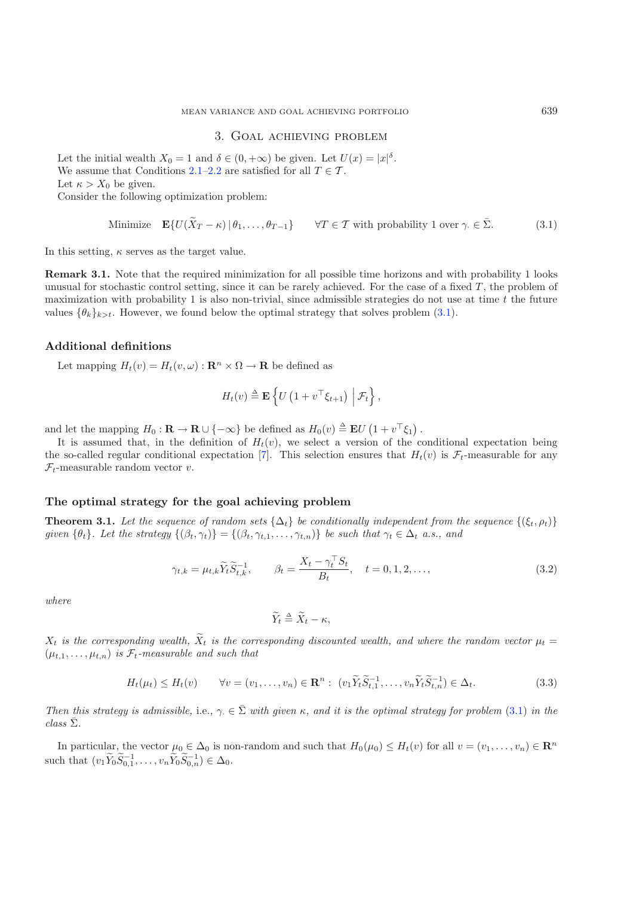## 3. Goal achieving problem

Let the initial wealth $X_0 = 1$ and $\delta \in (0, +\infty)$ be given. Let $U(x) = |x|^\delta$.

We assume that Conditions 2.1–2.2 are satisfied for all $T \in \mathcal{T}$.

Let $\kappa > X_0$ be given.

Consider the following optimization problem:

$$\text{Minimize} \quad \mathbf{E}\{U(\widetilde{X}_T - \kappa)\,|\,\theta_1, \ldots, \theta_{T-1}\} \qquad \forall T \in \mathcal{T} \text{ with probability 1 over } \gamma_\cdot \in \bar{\Sigma}. \tag{3.1}$$

In this setting, $\kappa$ serves as the target value.

**Remark 3.1.** Note that the required minimization for all possible time horizons and with probability 1 looks unusual for stochastic control setting, since it can be rarely achieved. For the case of a fixed $T$, the problem of maximization with probability 1 is also non-trivial, since admissible strategies do not use at time $t$ the future values $\{\theta_k\}_{k>t}$. However, we found below the optimal strategy that solves problem (3.1).

### Additional definitions

Let mapping $H_t(v) = H_t(v, \omega) : \mathbf{R}^n \times \Omega \to \mathbf{R}$ be defined as

$$H_t(v) \triangleq \mathbf{E}\left\{U\left(1 + v^\top \xi_{t+1}\right)\,\Big|\,\mathcal{F}_t\right\},$$

and let the mapping $H_0 : \mathbf{R} \to \mathbf{R} \cup \{-\infty\}$ be defined as $H_0(v) \triangleq \mathbf{E}U\left(1 + v^\top \xi_1\right)$.

It is assumed that, in the definition of $H_t(v)$, we select a version of the conditional expectation being the so-called regular conditional expectation [7]. This selection ensures that $H_t(v)$ is $\mathcal{F}_t$-measurable for any $\mathcal{F}_t$-measurable random vector $v$.

### The optimal strategy for the goal achieving problem

**Theorem 3.1.** *Let the sequence of random sets $\{\Delta_t\}$ be conditionally independent from the sequence $\{(\xi_t, \rho_t)\}$ given $\{\theta_t\}$. Let the strategy $\{(\beta_t, \gamma_t)\} = \{(\beta_t, \gamma_{t,1}, \ldots, \gamma_{t,n})\}$ be such that $\gamma_t \in \Delta_t$ a.s., and*

$$\gamma_{t,k} = \mu_{t,k}\widetilde{Y}_t\widetilde{S}_{t,k}^{-1}, \qquad \beta_t = \frac{X_t - \gamma_t^\top S_t}{B_t}, \quad t = 0, 1, 2, \ldots, \tag{3.2}$$

*where*

$$\widetilde{Y}_t \triangleq \widetilde{X}_t - \kappa,$$

*$X_t$ is the corresponding wealth, $\widetilde{X}_t$ is the corresponding discounted wealth, and where the random vector $\mu_t = (\mu_{t,1}, \ldots, \mu_{t,n})$ is $\mathcal{F}_t$-measurable and such that*

$$H_t(\mu_t) \le H_t(v) \qquad \forall v = (v_1, \ldots, v_n) \in \mathbf{R}^n : \; (v_1\widetilde{Y}_t\widetilde{S}_{t,1}^{-1}, \ldots, v_n\widetilde{Y}_t\widetilde{S}_{t,n}^{-1}) \in \Delta_t. \tag{3.3}$$

*Then this strategy is admissible,* i.e., *$\gamma_\cdot \in \bar{\Sigma}$ with given $\kappa$, and it is the optimal strategy for problem (3.1) in the class $\bar{\Sigma}$.*

In particular, the vector $\mu_0 \in \Delta_0$ is non-random and such that $H_0(\mu_0) \le H_t(v)$ for all $v = (v_1, \ldots, v_n) \in \mathbf{R}^n$ such that $(v_1\widetilde{Y}_0\widetilde{S}_{0,1}^{-1}, \ldots, v_n\widetilde{Y}_0\widetilde{S}_{0,n}^{-1}) \in \Delta_0$.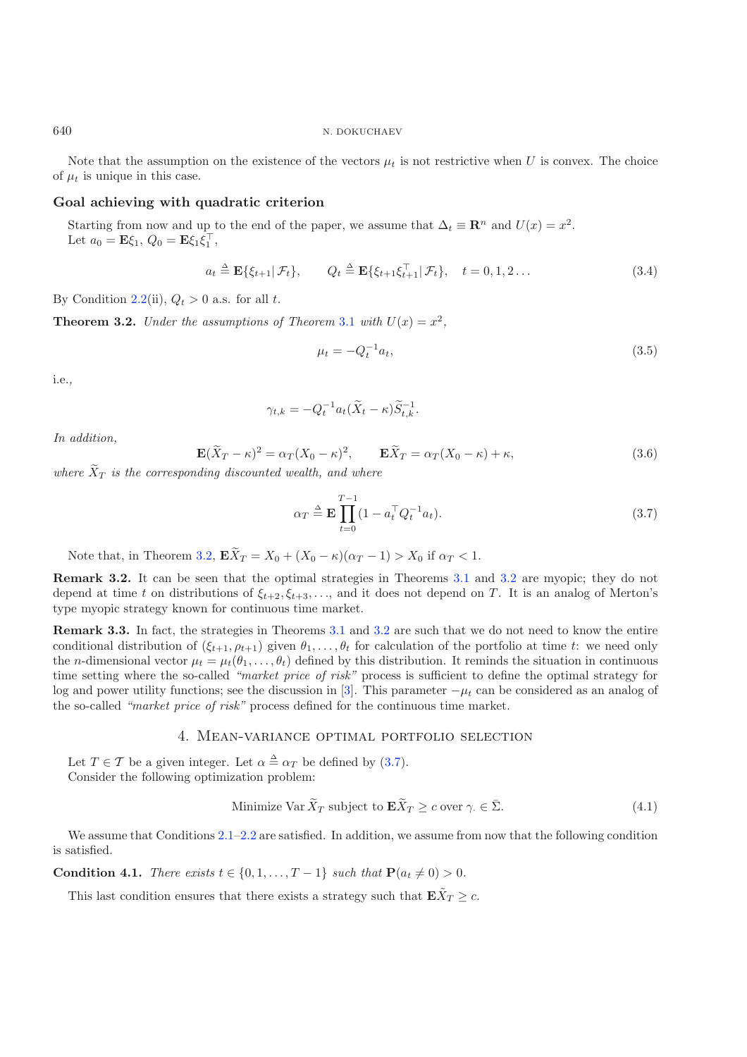Note that the assumption on the existence of the vectors $\mu_t$ is not restrictive when $U$ is convex. The choice of $\mu_t$ is unique in this case.

### Goal achieving with quadratic criterion

Starting from now and up to the end of the paper, we assume that $\Delta_t \equiv \mathbf{R}^n$ and $U(x) = x^2$.
Let $a_0 = \mathbf{E}\xi_1$, $Q_0 = \mathbf{E}\xi_1\xi_1^\top$,

$$a_t \triangleq \mathbf{E}\{\xi_{t+1}|\,\mathcal{F}_t\}, \qquad Q_t \triangleq \mathbf{E}\{\xi_{t+1}\xi_{t+1}^\top|\,\mathcal{F}_t\}, \quad t = 0, 1, 2 \ldots \tag{3.4}$$

By Condition 2.2(ii), $Q_t > 0$ a.s. for all $t$.

**Theorem 3.2.** *Under the assumptions of Theorem 3.1 with $U(x) = x^2$,*

$$\mu_t = -Q_t^{-1}a_t, \tag{3.5}$$

i.e.,

$$\gamma_{t,k} = -Q_t^{-1}a_t(\widetilde{X}_t - \kappa)\widetilde{S}_{t,k}^{-1}.$$

*In addition,*

$$\mathbf{E}(\widetilde{X}_T - \kappa)^2 = \alpha_T(X_0 - \kappa)^2, \qquad \mathbf{E}\widetilde{X}_T = \alpha_T(X_0 - \kappa) + \kappa, \tag{3.6}$$

*where $\widetilde{X}_T$ is the corresponding discounted wealth, and where*

$$\alpha_T \triangleq \mathbf{E}\prod_{t=0}^{T-1}(1 - a_t^\top Q_t^{-1}a_t). \tag{3.7}$$

Note that, in Theorem 3.2, $\mathbf{E}\widetilde{X}_T = X_0 + (X_0 - \kappa)(\alpha_T - 1) > X_0$ if $\alpha_T < 1$.

**Remark 3.2.** It can be seen that the optimal strategies in Theorems 3.1 and 3.2 are myopic; they do not depend at time $t$ on distributions of $\xi_{t+2}, \xi_{t+3}, \ldots$, and it does not depend on $T$. It is an analog of Merton's type myopic strategy known for continuous time market.

**Remark 3.3.** In fact, the strategies in Theorems 3.1 and 3.2 are such that we do not need to know the entire conditional distribution of $(\xi_{t+1}, \rho_{t+1})$ given $\theta_1, \ldots, \theta_t$ for calculation of the portfolio at time $t$: we need only the $n$-dimensional vector $\mu_t = \mu_t(\theta_1, \ldots, \theta_t)$ defined by this distribution. It reminds the situation in continuous time setting where the so-called *"market price of risk"* process is sufficient to define the optimal strategy for log and power utility functions; see the discussion in [3]. This parameter $-\mu_t$ can be considered as an analog of the so-called *"market price of risk"* process defined for the continuous time market.

## 4. Mean-variance optimal portfolio selection

Let $T \in \mathcal{T}$ be a given integer. Let $\alpha \triangleq \alpha_T$ be defined by (3.7).
Consider the following optimization problem:

$$\text{Minimize Var}\,\widetilde{X}_T \text{ subject to } \mathbf{E}\widetilde{X}_T \geq c \text{ over } \gamma_\cdot \in \bar{\Sigma}. \tag{4.1}$$

We assume that Conditions 2.1–2.2 are satisfied. In addition, we assume from now that the following condition is satisfied.

**Condition 4.1.** *There exists $t \in \{0, 1, \ldots, T-1\}$ such that $\mathbf{P}(a_t \neq 0) > 0$.*

This last condition ensures that there exists a strategy such that $\mathbf{E}\tilde{X}_T \geq c$.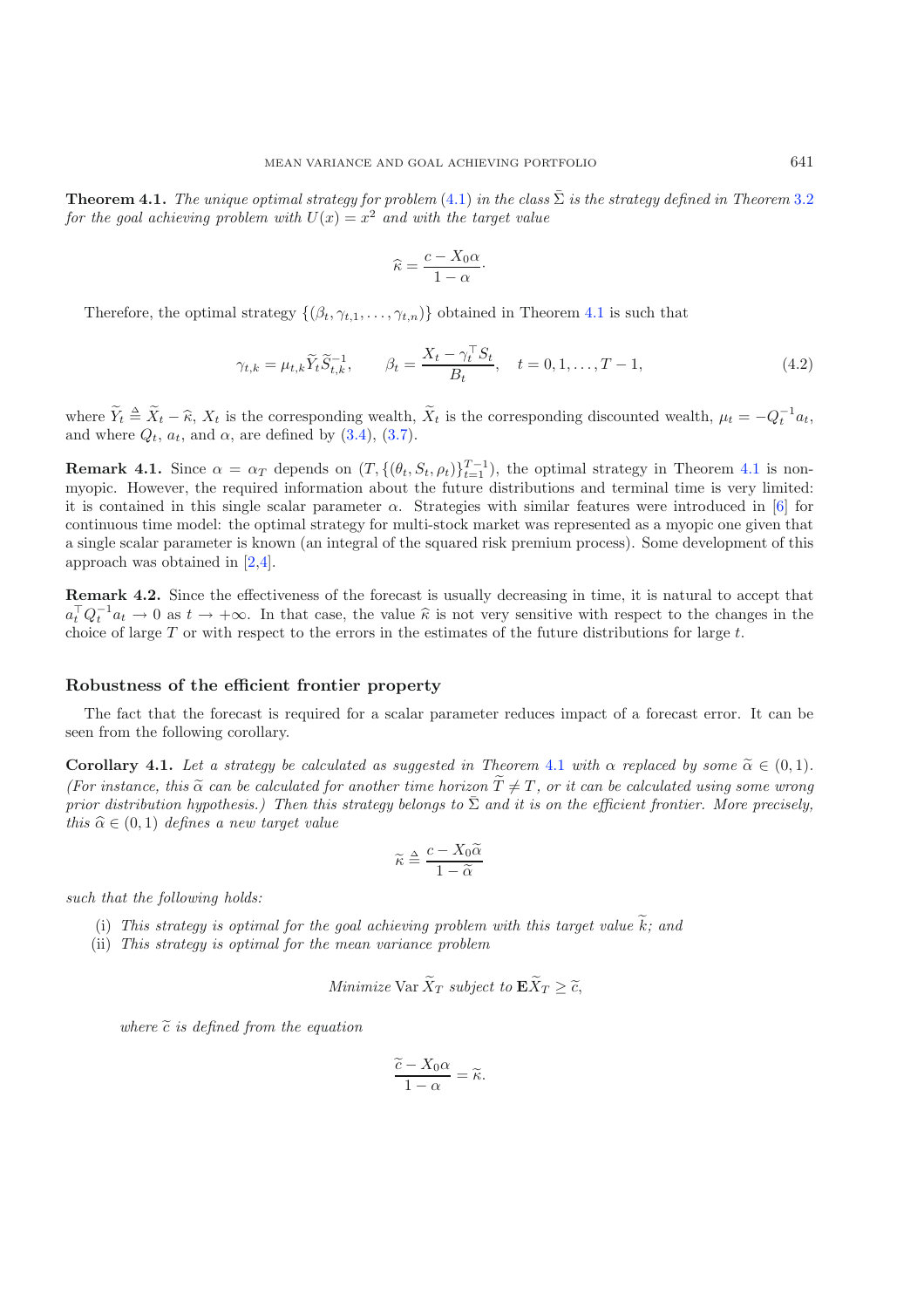**Theorem 4.1.** *The unique optimal strategy for problem (4.1) in the class $\bar{\Sigma}$ is the strategy defined in Theorem 3.2 for the goal achieving problem with $U(x) = x^2$ and with the target value*

$$\widehat{\kappa} = \frac{c - X_0\alpha}{1-\alpha}.$$

Therefore, the optimal strategy $\{(\beta_t, \gamma_{t,1}, \ldots, \gamma_{t,n})\}$ obtained in Theorem 4.1 is such that

$$\gamma_{t,k} = \mu_{t,k}\widetilde{Y}_t\widetilde{S}_{t,k}^{-1}, \qquad \beta_t = \frac{X_t - \gamma_t^\top S_t}{B_t}, \quad t = 0, 1, \ldots, T-1, \tag{4.2}$$

where $\widetilde{Y}_t \triangleq \widetilde{X}_t - \widehat{\kappa}$, $X_t$ is the corresponding wealth, $\widetilde{X}_t$ is the corresponding discounted wealth, $\mu_t = -Q_t^{-1}a_t$, and where $Q_t$, $a_t$, and $\alpha$, are defined by (3.4), (3.7).

**Remark 4.1.** Since $\alpha = \alpha_T$ depends on $(T, \{(\theta_t, S_t, \rho_t)\}_{t=1}^{T-1})$, the optimal strategy in Theorem 4.1 is non-myopic. However, the required information about the future distributions and terminal time is very limited: it is contained in this single scalar parameter $\alpha$. Strategies with similar features were introduced in [6] for continuous time model: the optimal strategy for multi-stock market was represented as a myopic one given that a single scalar parameter is known (an integral of the squared risk premium process). Some development of this approach was obtained in [2,4].

**Remark 4.2.** Since the effectiveness of the forecast is usually decreasing in time, it is natural to accept that $a_t^\top Q_t^{-1} a_t \to 0$ as $t \to +\infty$. In that case, the value $\widehat{\kappa}$ is not very sensitive with respect to the changes in the choice of large $T$ or with respect to the errors in the estimates of the future distributions for large $t$.

### Robustness of the efficient frontier property

The fact that the forecast is required for a scalar parameter reduces impact of a forecast error. It can be seen from the following corollary.

**Corollary 4.1.** *Let a strategy be calculated as suggested in Theorem 4.1 with $\alpha$ replaced by some $\widetilde{\alpha} \in (0,1)$. (For instance, this $\widetilde{\alpha}$ can be calculated for another time horizon $\widetilde{T} \neq T$, or it can be calculated using some wrong prior distribution hypothesis.) Then this strategy belongs to $\bar{\Sigma}$ and it is on the efficient frontier. More precisely, this $\widehat{\alpha} \in (0,1)$ defines a new target value*

$$\widetilde{\kappa} \triangleq \frac{c - X_0\widetilde{\alpha}}{1-\widetilde{\alpha}}$$

*such that the following holds:*

(i) *This strategy is optimal for the goal achieving problem with this target value $\widetilde{k}$; and*

(ii) *This strategy is optimal for the mean variance problem*

$$\text{Minimize } \operatorname{Var} \widetilde{X}_T \text{ subject to } \mathbf{E}\widetilde{X}_T \geq \widetilde{c},$$

*where $\widetilde{c}$ is defined from the equation*

$$\frac{\widetilde{c} - X_0\alpha}{1-\alpha} = \widetilde{\kappa}.$$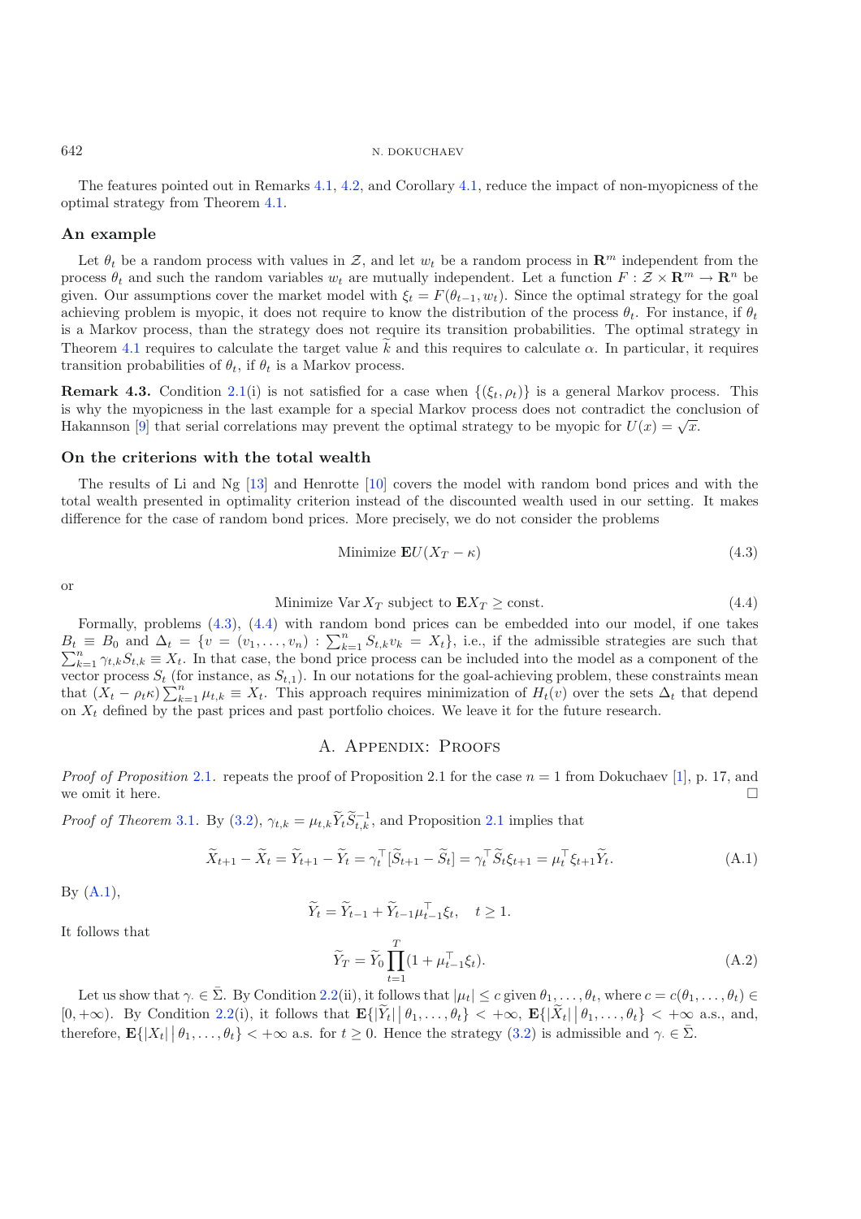The features pointed out in Remarks 4.1, 4.2, and Corollary 4.1, reduce the impact of non-myopicness of the optimal strategy from Theorem 4.1.

### An example

Let $\theta_t$ be a random process with values in $\mathcal{Z}$, and let $w_t$ be a random process in $\mathbf{R}^m$ independent from the process $\theta_t$ and such the random variables $w_t$ are mutually independent. Let a function $F : \mathcal{Z} \times \mathbf{R}^m \to \mathbf{R}^n$ be given. Our assumptions cover the market model with $\xi_t = F(\theta_{t-1}, w_t)$. Since the optimal strategy for the goal achieving problem is myopic, it does not require to know the distribution of the process $\theta_t$. For instance, if $\theta_t$ is a Markov process, than the strategy does not require its transition probabilities. The optimal strategy in Theorem 4.1 requires to calculate the target value $\widetilde{k}$ and this requires to calculate $\alpha$. In particular, it requires transition probabilities of $\theta_t$, if $\theta_t$ is a Markov process.

**Remark 4.3.** Condition 2.1(i) is not satisfied for a case when $\{(\xi_t, \rho_t)\}$ is a general Markov process. This is why the myopicness in the last example for a special Markov process does not contradict the conclusion of Hakannson [9] that serial correlations may prevent the optimal strategy to be myopic for $U(x) = \sqrt{x}$.

### On the criterions with the total wealth

The results of Li and Ng [13] and Henrotte [10] covers the model with random bond prices and with the total wealth presented in optimality criterion instead of the discounted wealth used in our setting. It makes difference for the case of random bond prices. More precisely, we do not consider the problems

$$\text{Minimize } \mathbf{E}U(X_T - \kappa) \tag{4.3}$$

or

$$\text{Minimize Var}\, X_T \text{ subject to } \mathbf{E}X_T \geq \text{const.} \tag{4.4}$$

Formally, problems (4.3), (4.4) with random bond prices can be embedded into our model, if one takes $B_t \equiv B_0$ and $\Delta_t = \{v = (v_1, \dots, v_n) : \sum_{k=1}^n S_{t,k} v_k = X_t\}$, i.e., if the admissible strategies are such that $\sum_{k=1}^n \gamma_{t,k} S_{t,k} \equiv X_t$. In that case, the bond price process can be included into the model as a component of the vector process $S_t$ (for instance, as $S_{t,1}$). In our notations for the goal-achieving problem, these constraints mean that $(X_t - \rho_t \kappa) \sum_{k=1}^n \mu_{t,k} \equiv X_t$. This approach requires minimization of $H_t(v)$ over the sets $\Delta_t$ that depend on $X_t$ defined by the past prices and past portfolio choices. We leave it for the future research.

## A. Appendix: Proofs

*Proof of Proposition* 2.1. repeats the proof of Proposition 2.1 for the case $n = 1$ from Dokuchaev [1], p. 17, and we omit it here. □

*Proof of Theorem* 3.1. By (3.2), $\gamma_{t,k} = \mu_{t,k} \widetilde{Y}_t \widetilde{S}_{t,k}^{-1}$, and Proposition 2.1 implies that

$$\widetilde{X}_{t+1} - \widetilde{X}_t = \widetilde{Y}_{t+1} - \widetilde{Y}_t = \gamma_t^\top [\widetilde{S}_{t+1} - \widetilde{S}_t] = \gamma_t^\top \widetilde{S}_t \xi_{t+1} = \mu_t^\top \xi_{t+1} \widetilde{Y}_t. \tag{A.1}$$

By (A.1),

$$\widetilde{Y}_t = \widetilde{Y}_{t-1} + \widetilde{Y}_{t-1} \mu_{t-1}^\top \xi_t, \quad t \geq 1.$$

It follows that

$$\widetilde{Y}_T = \widetilde{Y}_0 \prod_{t=1}^T (1 + \mu_{t-1}^\top \xi_t). \tag{A.2}$$

Let us show that $\gamma_\cdot \in \bar{\Sigma}$. By Condition 2.2(ii), it follows that $|\mu_t| \leq c$ given $\theta_1, \dots, \theta_t$, where $c = c(\theta_1, \dots, \theta_t) \in [0, +\infty)$. By Condition 2.2(i), it follows that $\mathbf{E}\{|\widetilde{Y}_t| \,|\, \theta_1, \dots, \theta_t\} < +\infty$, $\mathbf{E}\{|\widetilde{X}_t| \,|\, \theta_1, \dots, \theta_t\} < +\infty$ a.s., and, therefore, $\mathbf{E}\{|X_t| \,|\, \theta_1, \dots, \theta_t\} < +\infty$ a.s. for $t \geq 0$. Hence the strategy (3.2) is admissible and $\gamma_\cdot \in \bar{\Sigma}$.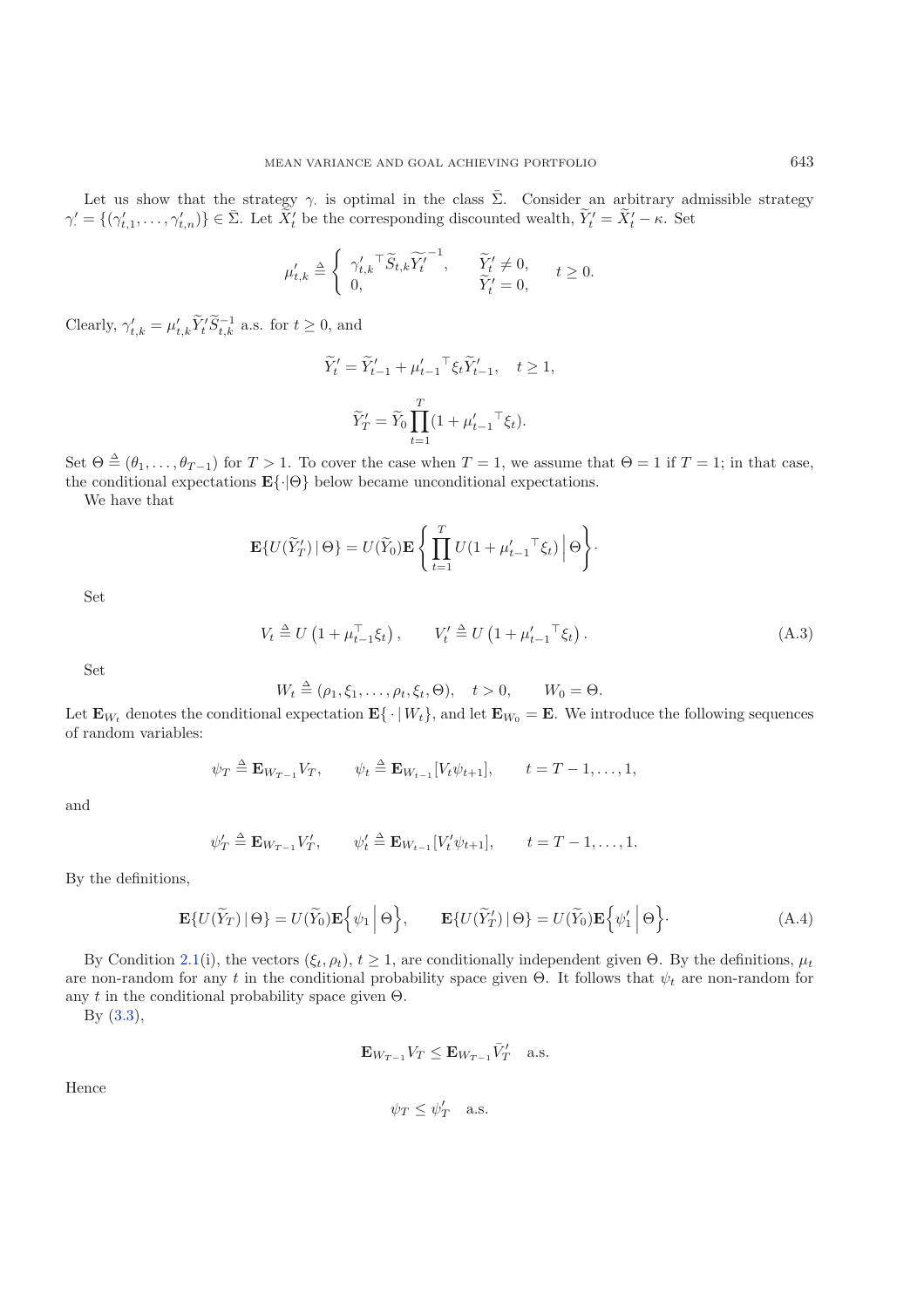Let us show that the strategy $\gamma.$ is optimal in the class $\bar{\Sigma}$. Consider an arbitrary admissible strategy $\gamma'_{\cdot} = \{(\gamma'_{t,1}, \ldots, \gamma'_{t,n})\} \in \bar{\Sigma}$. Let $\widetilde{X}'_t$ be the corresponding discounted wealth, $\widetilde{Y}'_t = \widetilde{X}'_t - \kappa$. Set

$$
\mu'_{t,k} \triangleq \begin{cases} {\gamma'_{t,k}}^\top \widetilde{S}_{t,k} \widetilde{Y'_t}^{-1}, & \widetilde{Y}'_t \neq 0, \\ 0, & \widetilde{Y}'_t = 0, \end{cases} \quad t \geq 0.
$$

Clearly, $\gamma'_{t,k} = \mu'_{t,k} \widetilde{Y}'_t \widetilde{S}_{t,k}^{-1}$ a.s. for $t \geq 0$, and

$$
\widetilde{Y}'_t = \widetilde{Y}'_{t-1} + {\mu'_{t-1}}^\top \xi_t \widetilde{Y}'_{t-1}, \quad t \geq 1,
$$

$$
\widetilde{Y}'_T = \widetilde{Y}_0 \prod_{t=1}^{T} (1 + {\mu'_{t-1}}^\top \xi_t).
$$

Set $\Theta \triangleq (\theta_1, \ldots, \theta_{T-1})$ for $T > 1$. To cover the case when $T = 1$, we assume that $\Theta = 1$ if $T = 1$; in that case, the conditional expectations $\mathbf{E}\{\cdot|\Theta\}$ below became unconditional expectations.

We have that

$$
\mathbf{E}\{U(\widetilde{Y}'_T) \,|\, \Theta\} = U(\widetilde{Y}_0) \mathbf{E} \left\{ \prod_{t=1}^{T} U(1 + {\mu'_{t-1}}^\top \xi_t) \,\Big|\, \Theta \right\}.
$$

Set

$$
V_t \triangleq U\left(1 + \mu_{t-1}^\top \xi_t\right), \qquad V'_t \triangleq U\left(1 + {\mu'_{t-1}}^\top \xi_t\right). \tag{A.3}
$$

Set

$$
W_t \triangleq (\rho_1, \xi_1, \ldots, \rho_t, \xi_t, \Theta), \quad t > 0, \qquad W_0 = \Theta.
$$

Let $\mathbf{E}_{W_t}$ denotes the conditional expectation $\mathbf{E}\{\,\cdot\,|\,W_t\}$, and let $\mathbf{E}_{W_0} = \mathbf{E}$. We introduce the following sequences of random variables:

$$
\psi_T \triangleq \mathbf{E}_{W_{T-1}} V_T, \qquad \psi_t \triangleq \mathbf{E}_{W_{t-1}} [V_t \psi_{t+1}], \qquad t = T-1, \ldots, 1,
$$

and

$$
\psi'_T \triangleq \mathbf{E}_{W_{T-1}} V'_T, \qquad \psi'_t \triangleq \mathbf{E}_{W_{t-1}} [V'_t \psi_{t+1}], \qquad t = T-1, \ldots, 1.
$$

By the definitions,

$$
\mathbf{E}\{U(\widetilde{Y}_T) \,|\, \Theta\} = U(\widetilde{Y}_0) \mathbf{E}\Big\{\psi_1 \,\Big|\, \Theta\Big\}, \qquad \mathbf{E}\{U(\widetilde{Y}'_T) \,|\, \Theta\} = U(\widetilde{Y}_0) \mathbf{E}\Big\{\psi'_1 \,\Big|\, \Theta\Big\}. \tag{A.4}
$$

By Condition 2.1(i), the vectors $(\xi_t, \rho_t)$, $t \geq 1$, are conditionally independent given $\Theta$. By the definitions, $\mu_t$ are non-random for any $t$ in the conditional probability space given $\Theta$. It follows that $\psi_t$ are non-random for any $t$ in the conditional probability space given $\Theta$.

By (3.3),

$$
\mathbf{E}_{W_{T-1}} V_T \leq \mathbf{E}_{W_{T-1}} \bar{V}'_T \quad \text{a.s.}
$$

Hence

$$
\psi_T \leq \psi'_T \quad \text{a.s.}
$$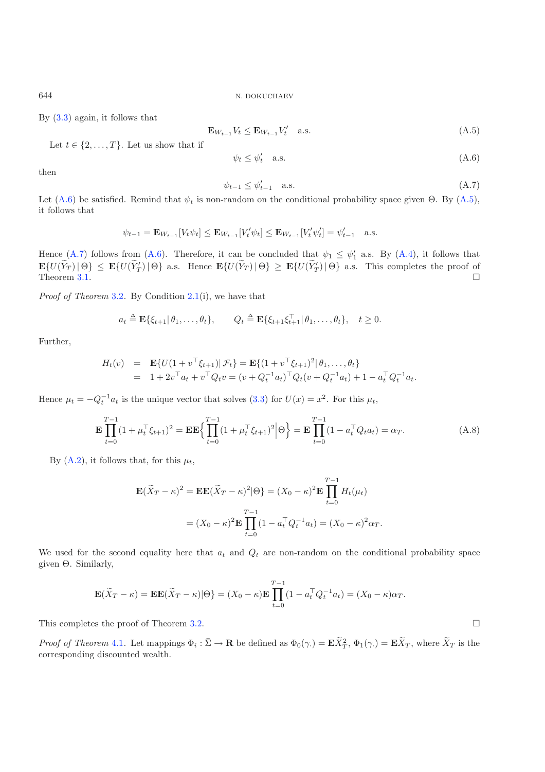By (3.3) again, it follows that

$$\mathbf{E}_{W_{t-1}} V_t \le \mathbf{E}_{W_{t-1}} V_t' \quad \text{a.s.} \tag{A.5}$$

Let $t \in \{2, \dots, T\}$. Let us show that if

$$\psi_t \le \psi_t' \quad \text{a.s.} \tag{A.6}$$

then

$$\psi_{t-1} \le \psi_{t-1}' \quad \text{a.s.} \tag{A.7}$$

Let (A.6) be satisfied. Remind that $\psi_t$ is non-random on the conditional probability space given $\Theta$. By (A.5), it follows that

$$\psi_{t-1} = \mathbf{E}_{W_{t-1}}[V_t \psi_t] \le \mathbf{E}_{W_{t-1}}[V_t' \psi_t] \le \mathbf{E}_{W_{t-1}}[V_t' \psi_t'] = \psi_{t-1}' \quad \text{a.s.}$$

Hence (A.7) follows from (A.6). Therefore, it can be concluded that $\psi_1 \le \psi_1'$ a.s. By (A.4), it follows that $\mathbf{E}\{U(\widetilde{Y}_T) \,|\, \Theta\} \le \mathbf{E}\{U(\widetilde{Y}_T') \,|\, \Theta\}$ a.s. Hence $\mathbf{E}\{U(\widetilde{Y}_T) \,|\, \Theta\} \ge \mathbf{E}\{U(\widetilde{Y}_T') \,|\, \Theta\}$ a.s. This completes the proof of Theorem 3.1. □

*Proof of Theorem* 3.2. By Condition 2.1(i), we have that

$$a_t \triangleq \mathbf{E}\{\xi_{t+1} \,|\, \theta_1, \dots, \theta_t\}, \qquad Q_t \triangleq \mathbf{E}\{\xi_{t+1}\xi_{t+1}^\top \,|\, \theta_1, \dots, \theta_t\}, \quad t \ge 0.$$

Further,

$$\begin{aligned} H_t(v) &= \mathbf{E}\{U(1 + v^\top \xi_{t+1}) \,|\, \mathcal{F}_t\} = \mathbf{E}\{(1 + v^\top \xi_{t+1})^2 \,|\, \theta_1, \dots, \theta_t\} \\ &= 1 + 2v^\top a_t + v^\top Q_t v = (v + Q_t^{-1} a_t)^\top Q_t (v + Q_t^{-1} a_t) + 1 - a_t^\top Q_t^{-1} a_t. \end{aligned}$$

Hence $\mu_t = -Q_t^{-1} a_t$ is the unique vector that solves (3.3) for $U(x) = x^2$. For this $\mu_t$,

$$\mathbf{E} \prod_{t=0}^{T-1} (1 + \mu_t^\top \xi_{t+1})^2 = \mathbf{E}\mathbf{E}\Big\{ \prod_{t=0}^{T-1} (1 + \mu_t^\top \xi_{t+1})^2 \Big| \Theta \Big\} = \mathbf{E} \prod_{t=0}^{T-1} (1 - a_t^\top Q_t a_t) = \alpha_T. \tag{A.8}$$

By (A.2), it follows that, for this $\mu_t$,

$$\begin{aligned} \mathbf{E}(\widetilde{X}_T - \kappa)^2 = \mathbf{E}\mathbf{E}(\widetilde{X}_T - \kappa)^2 |\Theta\} &= (X_0 - \kappa)^2 \mathbf{E} \prod_{t=0}^{T-1} H_t(\mu_t) \\ &= (X_0 - \kappa)^2 \mathbf{E} \prod_{t=0}^{T-1} (1 - a_t^\top Q_t^{-1} a_t) = (X_0 - \kappa)^2 \alpha_T. \end{aligned}$$

We used for the second equality here that $a_t$ and $Q_t$ are non-random on the conditional probability space given $\Theta$. Similarly,

$$\mathbf{E}(\widetilde{X}_T - \kappa) = \mathbf{E}\mathbf{E}(\widetilde{X}_T - \kappa)|\Theta\} = (X_0 - \kappa)\mathbf{E} \prod_{t=0}^{T-1} (1 - a_t^\top Q_t^{-1} a_t) = (X_0 - \kappa)\alpha_T.$$

This completes the proof of Theorem 3.2. □

*Proof of Theorem* 4.1. Let mappings $\Phi_i : \bar{\Sigma} \to \mathbf{R}$ be defined as $\Phi_0(\gamma_\cdot) = \mathbf{E}\widetilde{X}_T^2$, $\Phi_1(\gamma_\cdot) = \mathbf{E}\widetilde{X}_T$, where $\widetilde{X}_T$ is the corresponding discounted wealth.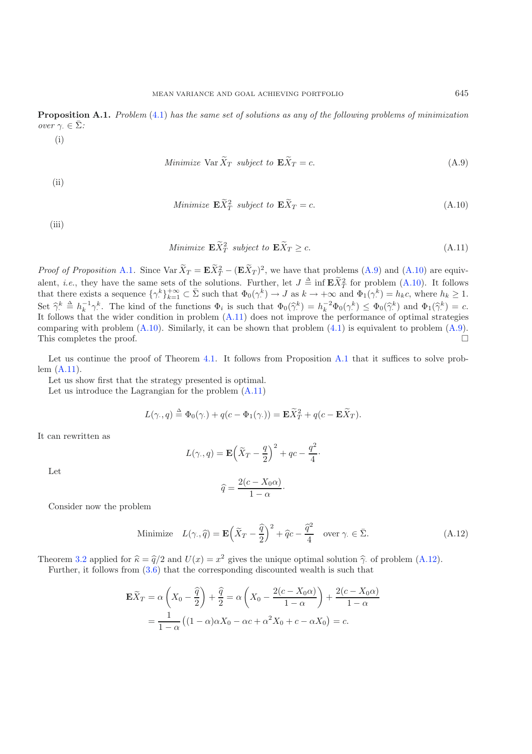**Proposition A.1.** *Problem* (4.1) *has the same set of solutions as any of the following problems of minimization over* $\gamma_\cdot \in \bar{\Sigma}$*:*

(i)

$$\textit{Minimize } \operatorname{Var} \widetilde{X}_T \textit{ subject to } \mathbf{E}\widetilde{X}_T = c. \tag{A.9}$$

(ii)

$$\textit{Minimize } \mathbf{E}\widetilde{X}_T^2 \textit{ subject to } \mathbf{E}\widetilde{X}_T = c. \tag{A.10}$$

(iii)

$$\textit{Minimize } \mathbf{E}\widetilde{X}_T^2 \textit{ subject to } \mathbf{E}\widetilde{X}_T \geq c. \tag{A.11}$$

*Proof of Proposition* A.1. Since $\operatorname{Var} \widetilde{X}_T = \mathbf{E}\widetilde{X}_T^2 - (\mathbf{E}\widetilde{X}_T)^2$, we have that problems (A.9) and (A.10) are equivalent, *i.e.*, they have the same sets of the solutions. Further, let $J \triangleq \inf \mathbf{E}\widetilde{X}_T^2$ for problem (A.10). It follows that there exists a sequence $\{\gamma_\cdot^k\}_{k=1}^{+\infty} \subset \bar{\Sigma}$ such that $\Phi_0(\gamma_\cdot^k) \to J$ as $k \to +\infty$ and $\Phi_1(\gamma_\cdot^k) = h_k c$, where $h_k \geq 1$. Set $\widehat{\gamma}_\cdot^k \triangleq h_k^{-1}\gamma_\cdot^k$. The kind of the functions $\Phi_i$ is such that $\Phi_0(\widehat{\gamma}_\cdot^k) = h_k^{-2}\Phi_0(\gamma_\cdot^k) \leq \Phi_0(\widehat{\gamma}_\cdot^k)$ and $\Phi_1(\widehat{\gamma}_\cdot^k) = c$. It follows that the wider condition in problem (A.11) does not improve the performance of optimal strategies comparing with problem (A.10). Similarly, it can be shown that problem (4.1) is equivalent to problem (A.9). This completes the proof. $\square$

Let us continue the proof of Theorem 4.1. It follows from Proposition A.1 that it suffices to solve problem (A.11).

Let us show first that the strategy presented is optimal.

Let us introduce the Lagrangian for the problem (A.11)

$$L(\gamma_\cdot, q) \triangleq \Phi_0(\gamma_\cdot) + q(c - \Phi_1(\gamma_\cdot)) = \mathbf{E}\widetilde{X}_T^2 + q(c - \mathbf{E}\widetilde{X}_T).$$

It can rewritten as

$$L(\gamma_\cdot, q) = \mathbf{E}\Big(\widetilde{X}_T - \frac{q}{2}\Big)^2 + qc - \frac{q^2}{4}\cdot$$

Let

$$\widehat{q} = \frac{2(c - X_0\alpha)}{1-\alpha}\cdot$$

Consider now the problem

$$\text{Minimize} \quad L(\gamma_\cdot, \widehat{q}) = \mathbf{E}\Big(\widetilde{X}_T - \frac{\widehat{q}}{2}\Big)^2 + \widehat{q}c - \frac{\widehat{q}^2}{4} \quad \text{over } \gamma_\cdot \in \bar{\Sigma}. \tag{A.12}$$

Theorem 3.2 applied for $\widehat{\kappa} = \widehat{q}/2$ and $U(x) = x^2$ gives the unique optimal solution $\widehat{\gamma}_\cdot$ of problem (A.12).

Further, it follows from (3.6) that the corresponding discounted wealth is such that

$$\begin{aligned}
\mathbf{E}\widetilde{X}_T &= \alpha\left(X_0 - \frac{\widehat{q}}{2}\right) + \frac{\widehat{q}}{2} = \alpha\left(X_0 - \frac{2(c - X_0\alpha)}{1-\alpha}\right) + \frac{2(c-X_0\alpha)}{1-\alpha} \\
&= \frac{1}{1-\alpha}\left((1-\alpha)\alpha X_0 - \alpha c + \alpha^2 X_0 + c - \alpha X_0\right) = c.
\end{aligned}$$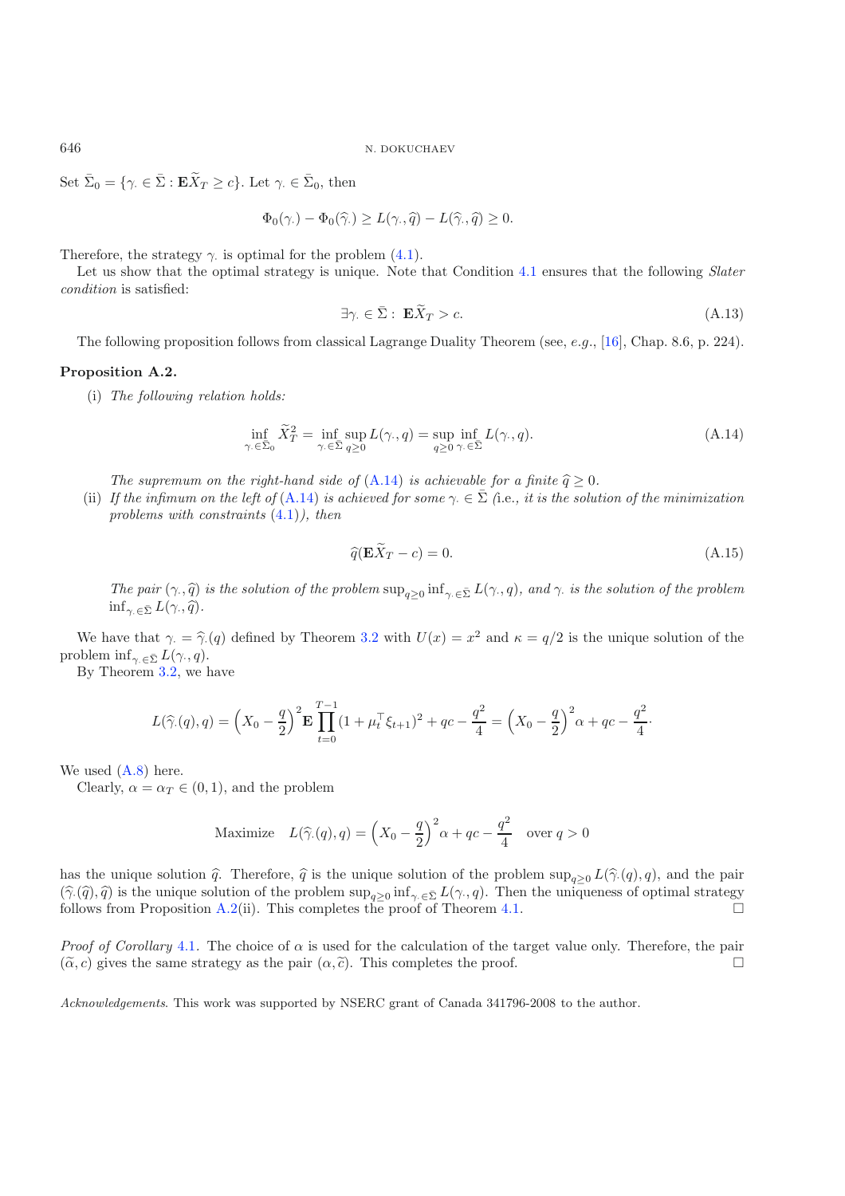Set $\bar{\Sigma}_0 = \{\gamma. \in \bar{\Sigma} : \mathbf{E}\widetilde{X}_T \geq c\}$. Let $\gamma. \in \bar{\Sigma}_0$, then

$$\Phi_0(\gamma.) - \Phi_0(\widehat{\gamma}.) \geq L(\gamma., \widehat{q}) - L(\widehat{\gamma}., \widehat{q}) \geq 0.$$

Therefore, the strategy $\gamma.$ is optimal for the problem (4.1).

Let us show that the optimal strategy is unique. Note that Condition 4.1 ensures that the following *Slater condition* is satisfied:

$$\exists \gamma. \in \bar{\Sigma} : \ \mathbf{E}\widetilde{X}_T > c. \tag{A.13}$$

The following proposition follows from classical Lagrange Duality Theorem (see, *e.g.*, [16], Chap. 8.6, p. 224).

**Proposition A.2.**

(i) *The following relation holds:*

$$\inf_{\gamma. \in \bar{\Sigma}_0} \widetilde{X}_T^2 = \inf_{\gamma. \in \bar{\Sigma}} \sup_{q \geq 0} L(\gamma., q) = \sup_{q \geq 0} \inf_{\gamma. \in \bar{\Sigma}} L(\gamma., q). \tag{A.14}$$

*The supremum on the right-hand side of* (A.14) *is achievable for a finite* $\widehat{q} \geq 0$.

(ii) *If the infimum on the left of* (A.14) *is achieved for some* $\gamma. \in \bar{\Sigma}$ *(*i.e.*, it is the solution of the minimization problems with constraints* (4.1)*), then*

$$\widehat{q}(\mathbf{E}\widetilde{X}_T - c) = 0. \tag{A.15}$$

*The pair* $(\gamma., \widehat{q})$ *is the solution of the problem* $\sup_{q \geq 0} \inf_{\gamma. \in \bar{\Sigma}} L(\gamma., q)$*, and* $\gamma.$ *is the solution of the problem* $\inf_{\gamma. \in \bar{\Sigma}} L(\gamma., \widehat{q})$.

We have that $\gamma. = \widehat{\gamma}.(q)$ defined by Theorem 3.2 with $U(x) = x^2$ and $\kappa = q/2$ is the unique solution of the problem $\inf_{\gamma. \in \bar{\Sigma}} L(\gamma., q)$.

By Theorem 3.2, we have

$$L(\widehat{\gamma}.(q), q) = \left(X_0 - \frac{q}{2}\right)^2 \mathbf{E} \prod_{t=0}^{T-1} (1 + \mu_t^\top \xi_{t+1})^2 + qc - \frac{q^2}{4} = \left(X_0 - \frac{q}{2}\right)^2 \alpha + qc - \frac{q^2}{4}.$$

We used (A.8) here.

Clearly, $\alpha = \alpha_T \in (0, 1)$, and the problem

$$\text{Maximize} \quad L(\widehat{\gamma}.(q), q) = \left(X_0 - \frac{q}{2}\right)^2 \alpha + qc - \frac{q^2}{4} \quad \text{over } q > 0$$

has the unique solution $\widehat{q}$. Therefore, $\widehat{q}$ is the unique solution of the problem $\sup_{q \geq 0} L(\widehat{\gamma}.(q), q)$, and the pair $(\widehat{\gamma}.(\widehat{q}), \widehat{q})$ is the unique solution of the problem $\sup_{q \geq 0} \inf_{\gamma. \in \bar{\Sigma}} L(\gamma., q)$. Then the uniqueness of optimal strategy follows from Proposition A.2(ii). This completes the proof of Theorem 4.1. $\square$

*Proof of Corollary* 4.1. The choice of $\alpha$ is used for the calculation of the target value only. Therefore, the pair $(\widetilde{\alpha}, c)$ gives the same strategy as the pair $(\alpha, \widetilde{c})$. This completes the proof. $\square$

*Acknowledgements*. This work was supported by NSERC grant of Canada 341796-2008 to the author.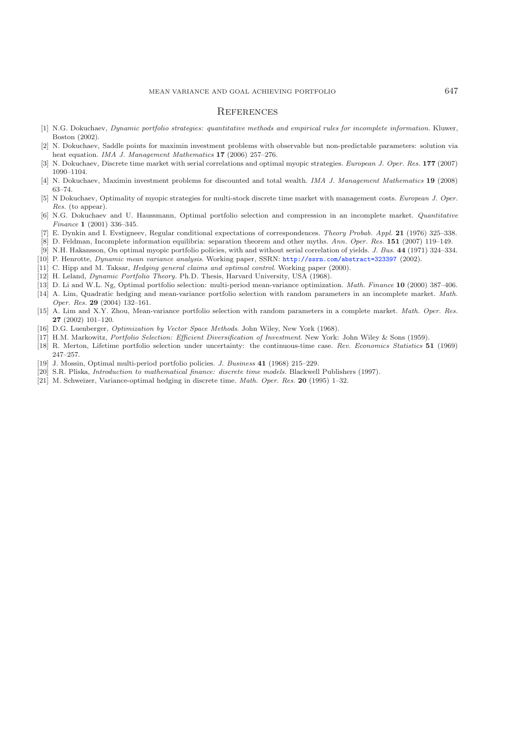## References

[1] N.G. Dokuchaev, *Dynamic portfolio strategies: quantitative methods and empirical rules for incomplete information*. Kluwer, Boston (2002).

[2] N. Dokuchaev, Saddle points for maximin investment problems with observable but non-predictable parameters: solution via heat equation. *IMA J. Management Mathematics* **17** (2006) 257–276.

[3] N. Dokuchaev, Discrete time market with serial correlations and optimal myopic strategies. *European J. Oper. Res.* **177** (2007) 1090–1104.

[4] N. Dokuchaev, Maximin investment problems for discounted and total wealth. *IMA J. Management Mathematics* **19** (2008) 63–74.

[5] N Dokuchaev, Optimality of myopic strategies for multi-stock discrete time market with management costs. *European J. Oper. Res.* (to appear).

[6] N.G. Dokuchaev and U. Haussmann, Optimal portfolio selection and compression in an incomplete market. *Quantitative Finance* **1** (2001) 336–345.

[7] E. Dynkin and I. Evstigneev, Regular conditional expectations of correspondences. *Theory Probab. Appl.* **21** (1976) 325–338.

[8] D. Feldman, Incomplete information equilibria: separation theorem and other myths. *Ann. Oper. Res.* **151** (2007) 119–149.

[9] N.H. Hakansson, On optimal myopic portfolio policies, with and without serial correlation of yields. *J. Bus.* **44** (1971) 324–334.

[10] P. Henrotte, *Dynamic mean variance analysis*. Working paper, SSRN: http://ssrn.com/abstract=323397 (2002).

[11] C. Hipp and M. Taksar, *Hedging general claims and optimal control*. Working paper (2000).

[12] H. Leland, *Dynamic Portfolio Theory.* Ph.D. Thesis, Harvard University, USA (1968).

[13] D. Li and W.L. Ng, Optimal portfolio selection: multi-period mean-variance optimization. *Math. Finance* **10** (2000) 387–406.

[14] A. Lim, Quadratic hedging and mean-variance portfolio selection with random parameters in an incomplete market. *Math. Oper. Res.* **29** (2004) 132–161.

[15] A. Lim and X.Y. Zhou, Mean-variance portfolio selection with random parameters in a complete market. *Math. Oper. Res.* **27** (2002) 101–120.

[16] D.G. Luenberger, *Optimization by Vector Space Methods*. John Wiley, New York (1968).

[17] H.M. Markowitz, *Portfolio Selection: Efficient Diversification of Investment*. New York: John Wiley & Sons (1959).

[18] R. Merton, Lifetime portfolio selection under uncertainty: the continuous-time case. *Rev. Economics Statistics* **51** (1969) 247–257.

[19] J. Mossin, Optimal multi-period portfolio policies. *J. Business* **41** (1968) 215–229.

[20] S.R. Pliska, *Introduction to mathematical finance: discrete time models*. Blackwell Publishers (1997).

[21] M. Schweizer, Variance-optimal hedging in discrete time. *Math. Oper. Res.* **20** (1995) 1–32.